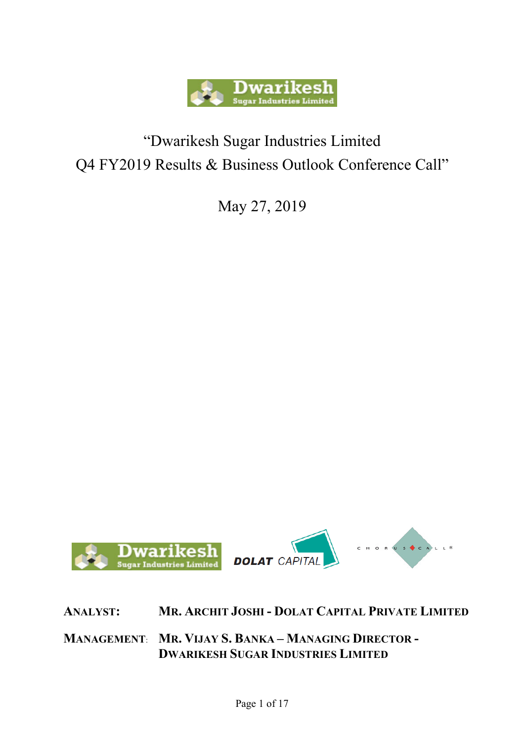# "Dwarikesh Sugar Industries Limited Q4 FY2019 Results & Business Outlook Conference Call"

May 27, 2019

**ANALYST:** MR. ARCHIT JOSHI - DOLAT CAPITAL PRIVATE LIMITED

**MANAGEMENT:** MR. VIJAY S. BANKA – MANAGING DIRECTOR - DWARIKESH SUGAR INDUSTRIES LIMITED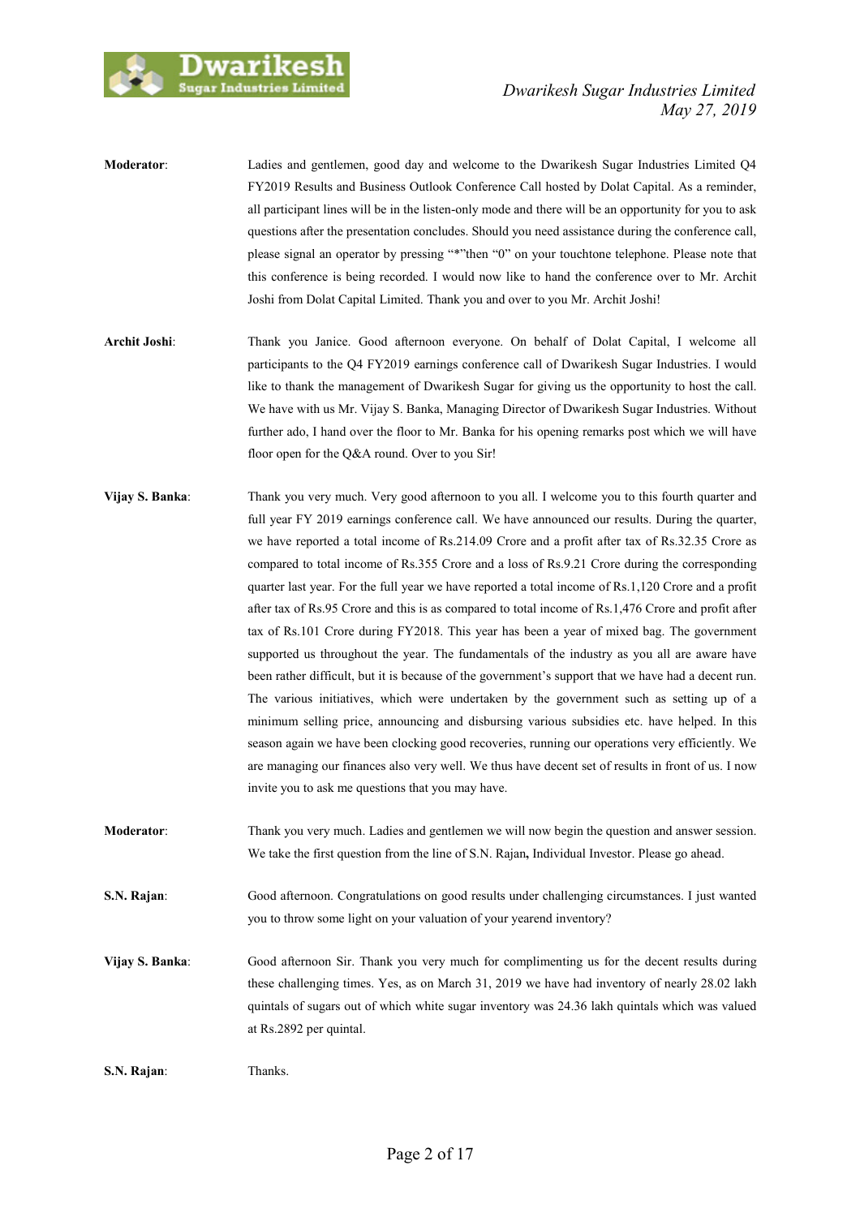**Moderator**: Ladies and gentlemen, good day and welcome to the Dwarikesh Sugar Industries Limited Q4 FY2019 Results and Business Outlook Conference Call hosted by Dolat Capital. As a reminder, all participant lines will be in the listen-only mode and there will be an opportunity for you to ask questions after the presentation concludes. Should you need assistance during the conference call, please signal an operator by pressing "*"then "0" on your touchtone telephone. Please note that this conference is being recorded. I would now like to hand the conference over to Mr. Archit Joshi from Dolat Capital Limited. Thank you and over to you Mr. Archit Joshi!

**Archit Joshi**: Thank you Janice. Good afternoon everyone. On behalf of Dolat Capital, I welcome all participants to the Q4 FY2019 earnings conference call of Dwarikesh Sugar Industries. I would like to thank the management of Dwarikesh Sugar for giving us the opportunity to host the call. We have with us Mr. Vijay S. Banka, Managing Director of Dwarikesh Sugar Industries. Without further ado, I hand over the floor to Mr. Banka for his opening remarks post which we will have floor open for the Q&A round. Over to you Sir!

**Vijay S. Banka**: Thank you very much. Very good afternoon to you all. I welcome you to this fourth quarter and full year FY 2019 earnings conference call. We have announced our results. During the quarter, we have reported a total income of Rs.214.09 Crore and a profit after tax of Rs.32.35 Crore as compared to total income of Rs.355 Crore and a loss of Rs.9.21 Crore during the corresponding quarter last year. For the full year we have reported a total income of Rs.1,120 Crore and a profit after tax of Rs.95 Crore and this is as compared to total income of Rs.1,476 Crore and profit after tax of Rs.101 Crore during FY2018. This year has been a year of mixed bag. The government supported us throughout the year. The fundamentals of the industry as you all are aware have been rather difficult, but it is because of the government's support that we have had a decent run. The various initiatives, which were undertaken by the government such as setting up of a minimum selling price, announcing and disbursing various subsidies etc. have helped. In this season again we have been clocking good recoveries, running our operations very efficiently. We are managing our finances also very well. We thus have decent set of results in front of us. I now invite you to ask me questions that you may have.

**Moderator**: Thank you very much. Ladies and gentlemen we will now begin the question and answer session. We take the first question from the line of S.N. Rajan**,** Individual Investor. Please go ahead.

**S.N. Rajan**: Good afternoon. Congratulations on good results under challenging circumstances. I just wanted you to throw some light on your valuation of your yearend inventory?

**Vijay S. Banka**: Good afternoon Sir. Thank you very much for complimenting us for the decent results during these challenging times. Yes, as on March 31, 2019 we have had inventory of nearly 28.02 lakh quintals of sugars out of which white sugar inventory was 24.36 lakh quintals which was valued at Rs.2892 per quintal.

**S.N. Rajan**: Thanks.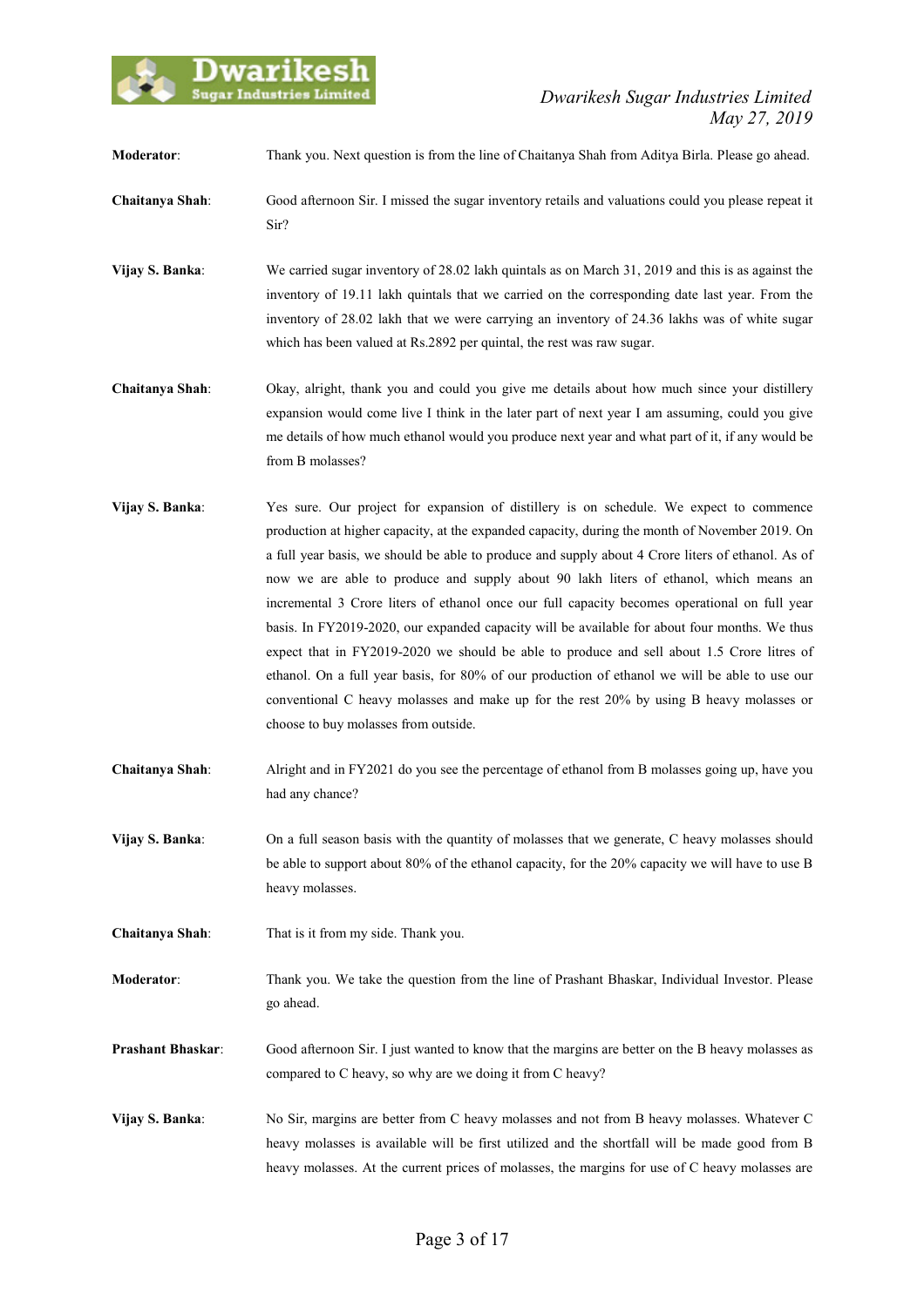**Moderator**: Thank you. Next question is from the line of Chaitanya Shah from Aditya Birla. Please go ahead.

**Chaitanya Shah**: Good afternoon Sir. I missed the sugar inventory retails and valuations could you please repeat it Sir?

**Vijay S. Banka**: We carried sugar inventory of 28.02 lakh quintals as on March 31, 2019 and this is as against the inventory of 19.11 lakh quintals that we carried on the corresponding date last year. From the inventory of 28.02 lakh that we were carrying an inventory of 24.36 lakhs was of white sugar which has been valued at Rs.2892 per quintal, the rest was raw sugar.

**Chaitanya Shah**: Okay, alright, thank you and could you give me details about how much since your distillery expansion would come live I think in the later part of next year I am assuming, could you give me details of how much ethanol would you produce next year and what part of it, if any would be from B molasses?

**Vijay S. Banka**: Yes sure. Our project for expansion of distillery is on schedule. We expect to commence production at higher capacity, at the expanded capacity, during the month of November 2019. On a full year basis, we should be able to produce and supply about 4 Crore liters of ethanol. As of now we are able to produce and supply about 90 lakh liters of ethanol, which means an incremental 3 Crore liters of ethanol once our full capacity becomes operational on full year basis. In FY2019-2020, our expanded capacity will be available for about four months. We thus expect that in FY2019-2020 we should be able to produce and sell about 1.5 Crore litres of ethanol. On a full year basis, for 80% of our production of ethanol we will be able to use our conventional C heavy molasses and make up for the rest 20% by using B heavy molasses or choose to buy molasses from outside.

**Chaitanya Shah**: Alright and in FY2021 do you see the percentage of ethanol from B molasses going up, have you had any chance?

**Vijay S. Banka**: On a full season basis with the quantity of molasses that we generate, C heavy molasses should be able to support about 80% of the ethanol capacity, for the 20% capacity we will have to use B heavy molasses.

**Chaitanya Shah**: That is it from my side. Thank you.

**Moderator**: Thank you. We take the question from the line of Prashant Bhaskar, Individual Investor. Please go ahead.

**Prashant Bhaskar**: Good afternoon Sir. I just wanted to know that the margins are better on the B heavy molasses as compared to C heavy, so why are we doing it from C heavy?

**Vijay S. Banka**: No Sir, margins are better from C heavy molasses and not from B heavy molasses. Whatever C heavy molasses is available will be first utilized and the shortfall will be made good from B heavy molasses. At the current prices of molasses, the margins for use of C heavy molasses are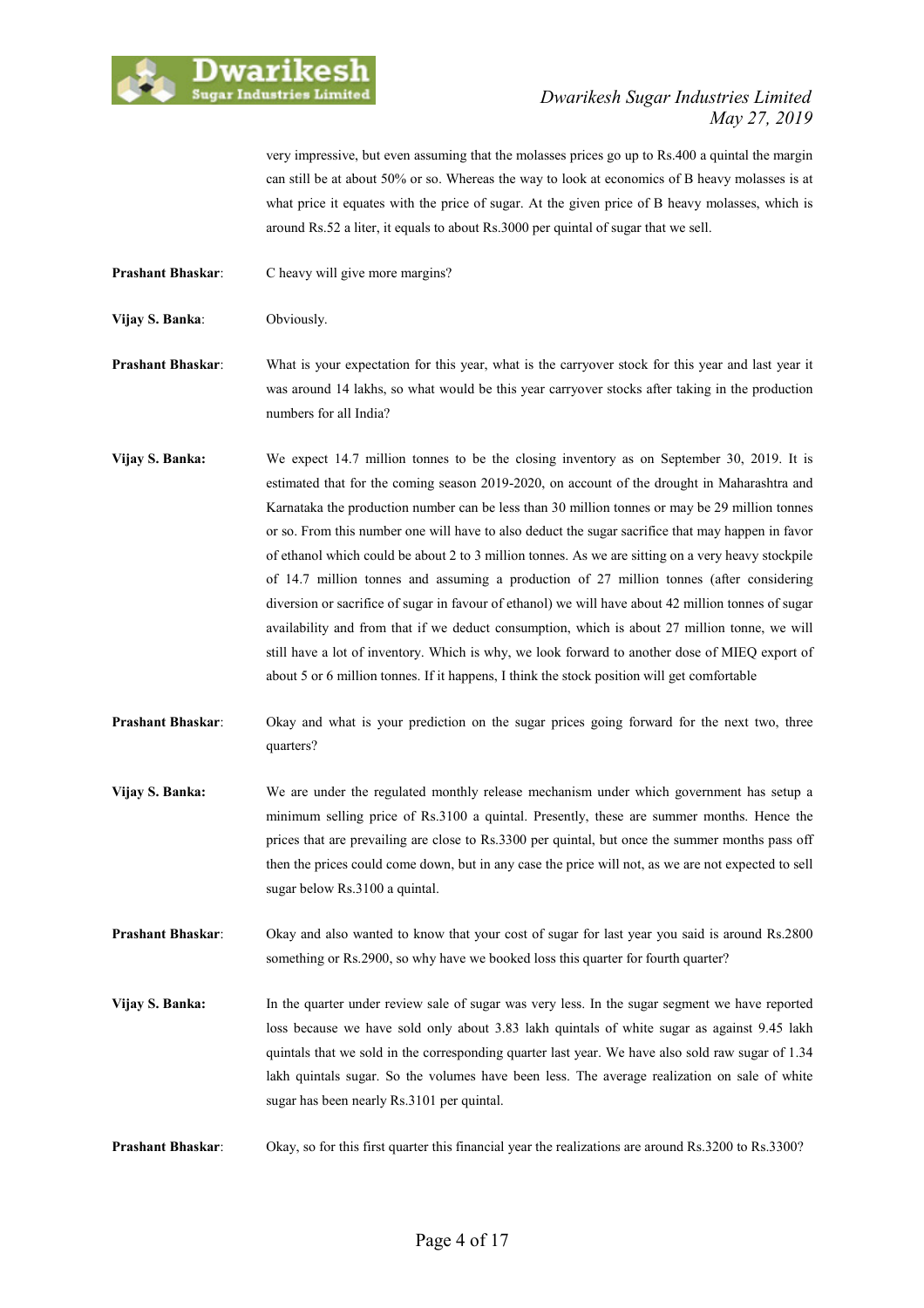very impressive, but even assuming that the molasses prices go up to Rs.400 a quintal the margin can still be at about 50% or so. Whereas the way to look at economics of B heavy molasses is at what price it equates with the price of sugar. At the given price of B heavy molasses, which is around Rs.52 a liter, it equals to about Rs.3000 per quintal of sugar that we sell.

**Prashant Bhaskar**: C heavy will give more margins?

**Vijay S. Banka**: Obviously.

**Prashant Bhaskar**: What is your expectation for this year, what is the carryover stock for this year and last year it was around 14 lakhs, so what would be this year carryover stocks after taking in the production numbers for all India?

**Vijay S. Banka:** We expect 14.7 million tonnes to be the closing inventory as on September 30, 2019. It is estimated that for the coming season 2019-2020, on account of the drought in Maharashtra and Karnataka the production number can be less than 30 million tonnes or may be 29 million tonnes or so. From this number one will have to also deduct the sugar sacrifice that may happen in favor of ethanol which could be about 2 to 3 million tonnes. As we are sitting on a very heavy stockpile of 14.7 million tonnes and assuming a production of 27 million tonnes (after considering diversion or sacrifice of sugar in favour of ethanol) we will have about 42 million tonnes of sugar availability and from that if we deduct consumption, which is about 27 million tonne, we will still have a lot of inventory. Which is why, we look forward to another dose of MIEQ export of about 5 or 6 million tonnes. If it happens, I think the stock position will get comfortable

**Prashant Bhaskar**: Okay and what is your prediction on the sugar prices going forward for the next two, three quarters?

**Vijay S. Banka:** We are under the regulated monthly release mechanism under which government has setup a minimum selling price of Rs.3100 a quintal. Presently, these are summer months. Hence the prices that are prevailing are close to Rs.3300 per quintal, but once the summer months pass off then the prices could come down, but in any case the price will not, as we are not expected to sell sugar below Rs.3100 a quintal.

**Prashant Bhaskar**: Okay and also wanted to know that your cost of sugar for last year you said is around Rs.2800 something or Rs.2900, so why have we booked loss this quarter for fourth quarter?

**Vijay S. Banka:** In the quarter under review sale of sugar was very less. In the sugar segment we have reported loss because we have sold only about 3.83 lakh quintals of white sugar as against 9.45 lakh quintals that we sold in the corresponding quarter last year. We have also sold raw sugar of 1.34 lakh quintals sugar. So the volumes have been less. The average realization on sale of white sugar has been nearly Rs.3101 per quintal.

**Prashant Bhaskar**: Okay, so for this first quarter this financial year the realizations are around Rs.3200 to Rs.3300?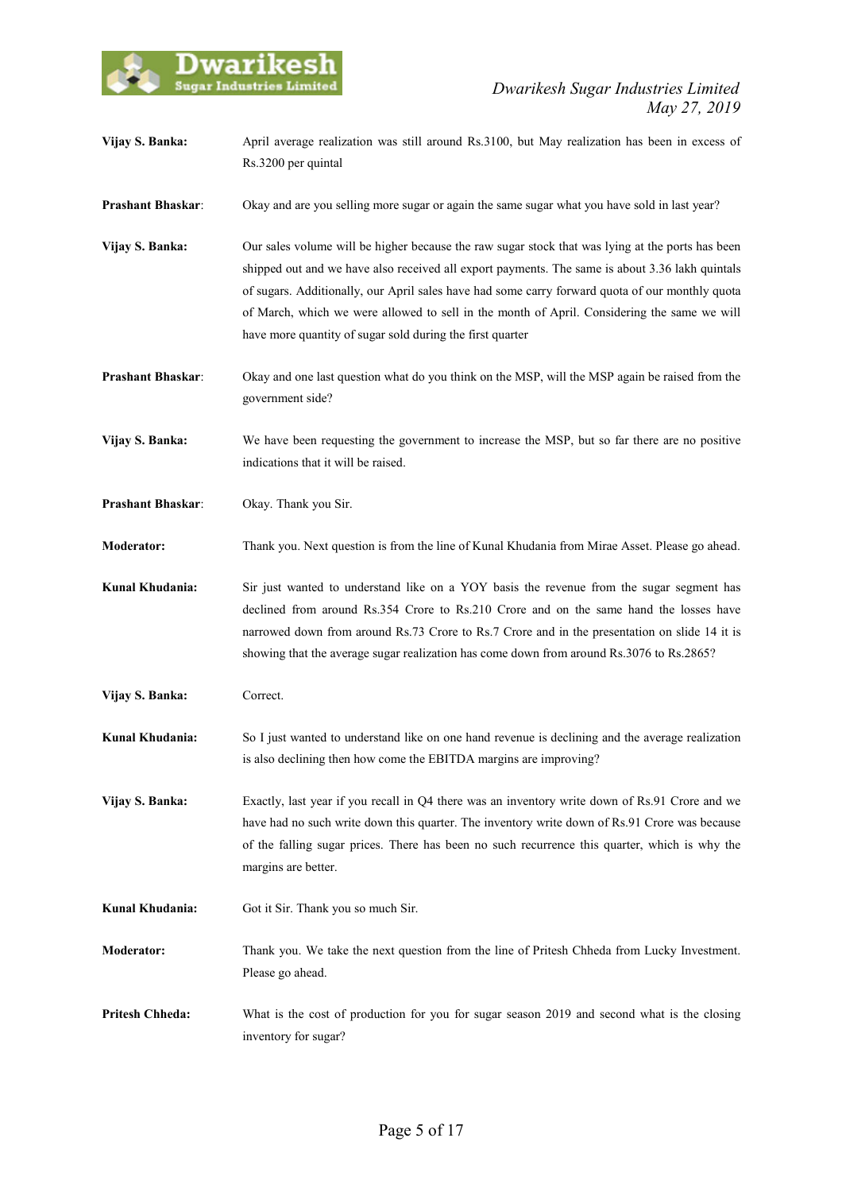**Vijay S. Banka:** April average realization was still around Rs.3100, but May realization has been in excess of Rs.3200 per quintal

**Prashant Bhaskar**: Okay and are you selling more sugar or again the same sugar what you have sold in last year?

**Vijay S. Banka:** Our sales volume will be higher because the raw sugar stock that was lying at the ports has been shipped out and we have also received all export payments. The same is about 3.36 lakh quintals of sugars. Additionally, our April sales have had some carry forward quota of our monthly quota of March, which we were allowed to sell in the month of April. Considering the same we will have more quantity of sugar sold during the first quarter

**Prashant Bhaskar**: Okay and one last question what do you think on the MSP, will the MSP again be raised from the government side?

**Vijay S. Banka:** We have been requesting the government to increase the MSP, but so far there are no positive indications that it will be raised.

**Prashant Bhaskar**: Okay. Thank you Sir.

**Moderator:** Thank you. Next question is from the line of Kunal Khudania from Mirae Asset. Please go ahead.

**Kunal Khudania:** Sir just wanted to understand like on a YOY basis the revenue from the sugar segment has declined from around Rs.354 Crore to Rs.210 Crore and on the same hand the losses have narrowed down from around Rs.73 Crore to Rs.7 Crore and in the presentation on slide 14 it is showing that the average sugar realization has come down from around Rs.3076 to Rs.2865?

**Vijay S. Banka:** Correct.

**Kunal Khudania:** So I just wanted to understand like on one hand revenue is declining and the average realization is also declining then how come the EBITDA margins are improving?

**Vijay S. Banka:** Exactly, last year if you recall in Q4 there was an inventory write down of Rs.91 Crore and we have had no such write down this quarter. The inventory write down of Rs.91 Crore was because of the falling sugar prices. There has been no such recurrence this quarter, which is why the margins are better.

**Kunal Khudania:** Got it Sir. Thank you so much Sir.

**Moderator:** Thank you. We take the next question from the line of Pritesh Chheda from Lucky Investment. Please go ahead.

**Pritesh Chheda:** What is the cost of production for you for sugar season 2019 and second what is the closing inventory for sugar?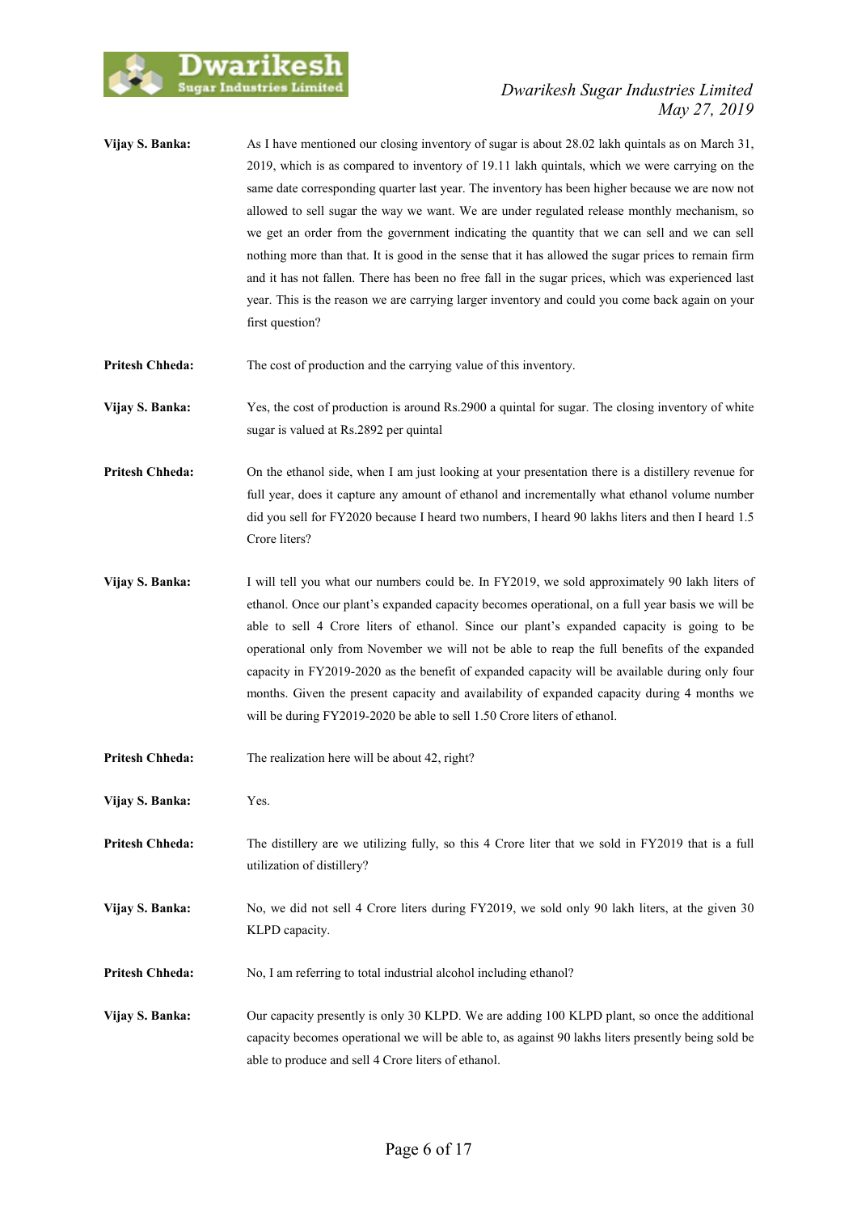**Vijay S. Banka:** As I have mentioned our closing inventory of sugar is about 28.02 lakh quintals as on March 31, 2019, which is as compared to inventory of 19.11 lakh quintals, which we were carrying on the same date corresponding quarter last year. The inventory has been higher because we are now not allowed to sell sugar the way we want. We are under regulated release monthly mechanism, so we get an order from the government indicating the quantity that we can sell and we can sell nothing more than that. It is good in the sense that it has allowed the sugar prices to remain firm and it has not fallen. There has been no free fall in the sugar prices, which was experienced last year. This is the reason we are carrying larger inventory and could you come back again on your first question?

**Pritesh Chheda:** The cost of production and the carrying value of this inventory.

**Vijay S. Banka:** Yes, the cost of production is around Rs.2900 a quintal for sugar. The closing inventory of white sugar is valued at Rs.2892 per quintal

**Pritesh Chheda:** On the ethanol side, when I am just looking at your presentation there is a distillery revenue for full year, does it capture any amount of ethanol and incrementally what ethanol volume number did you sell for FY2020 because I heard two numbers, I heard 90 lakhs liters and then I heard 1.5 Crore liters?

**Vijay S. Banka:** I will tell you what our numbers could be. In FY2019, we sold approximately 90 lakh liters of ethanol. Once our plant's expanded capacity becomes operational, on a full year basis we will be able to sell 4 Crore liters of ethanol. Since our plant's expanded capacity is going to be operational only from November we will not be able to reap the full benefits of the expanded capacity in FY2019-2020 as the benefit of expanded capacity will be available during only four months. Given the present capacity and availability of expanded capacity during 4 months we will be during FY2019-2020 be able to sell 1.50 Crore liters of ethanol.

**Pritesh Chheda:** The realization here will be about 42, right?

**Vijay S. Banka:** Yes.

**Pritesh Chheda:** The distillery are we utilizing fully, so this 4 Crore liter that we sold in FY2019 that is a full utilization of distillery?

**Vijay S. Banka:** No, we did not sell 4 Crore liters during FY2019, we sold only 90 lakh liters, at the given 30 KLPD capacity.

**Pritesh Chheda:** No, I am referring to total industrial alcohol including ethanol?

**Vijay S. Banka:** Our capacity presently is only 30 KLPD. We are adding 100 KLPD plant, so once the additional capacity becomes operational we will be able to, as against 90 lakhs liters presently being sold be able to produce and sell 4 Crore liters of ethanol.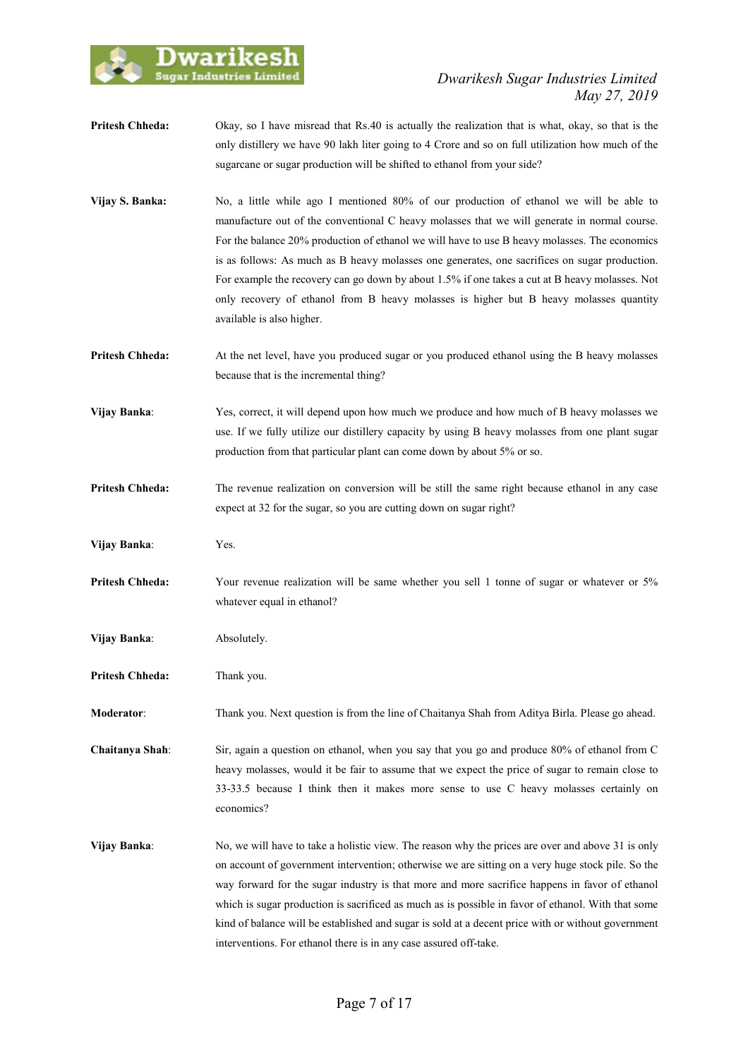**Pritesh Chheda:** Okay, so I have misread that Rs.40 is actually the realization that is what, okay, so that is the only distillery we have 90 lakh liter going to 4 Crore and so on full utilization how much of the sugarcane or sugar production will be shifted to ethanol from your side?

**Vijay S. Banka:** No, a little while ago I mentioned 80% of our production of ethanol we will be able to manufacture out of the conventional C heavy molasses that we will generate in normal course. For the balance 20% production of ethanol we will have to use B heavy molasses. The economics is as follows: As much as B heavy molasses one generates, one sacrifices on sugar production. For example the recovery can go down by about 1.5% if one takes a cut at B heavy molasses. Not only recovery of ethanol from B heavy molasses is higher but B heavy molasses quantity available is also higher.

**Pritesh Chheda:** At the net level, have you produced sugar or you produced ethanol using the B heavy molasses because that is the incremental thing?

**Vijay Banka:** Yes, correct, it will depend upon how much we produce and how much of B heavy molasses we use. If we fully utilize our distillery capacity by using B heavy molasses from one plant sugar production from that particular plant can come down by about 5% or so.

**Pritesh Chheda:** The revenue realization on conversion will be still the same right because ethanol in any case expect at 32 for the sugar, so you are cutting down on sugar right?

**Vijay Banka:** Yes.

**Pritesh Chheda:** Your revenue realization will be same whether you sell 1 tonne of sugar or whatever or 5% whatever equal in ethanol?

**Vijay Banka:** Absolutely.

**Pritesh Chheda:** Thank you.

**Moderator:** Thank you. Next question is from the line of Chaitanya Shah from Aditya Birla. Please go ahead.

**Chaitanya Shah:** Sir, again a question on ethanol, when you say that you go and produce 80% of ethanol from C heavy molasses, would it be fair to assume that we expect the price of sugar to remain close to 33-33.5 because I think then it makes more sense to use C heavy molasses certainly on economics?

**Vijay Banka:** No, we will have to take a holistic view. The reason why the prices are over and above 31 is only on account of government intervention; otherwise we are sitting on a very huge stock pile. So the way forward for the sugar industry is that more and more sacrifice happens in favor of ethanol which is sugar production is sacrificed as much as is possible in favor of ethanol. With that some kind of balance will be established and sugar is sold at a decent price with or without government interventions. For ethanol there is in any case assured off-take.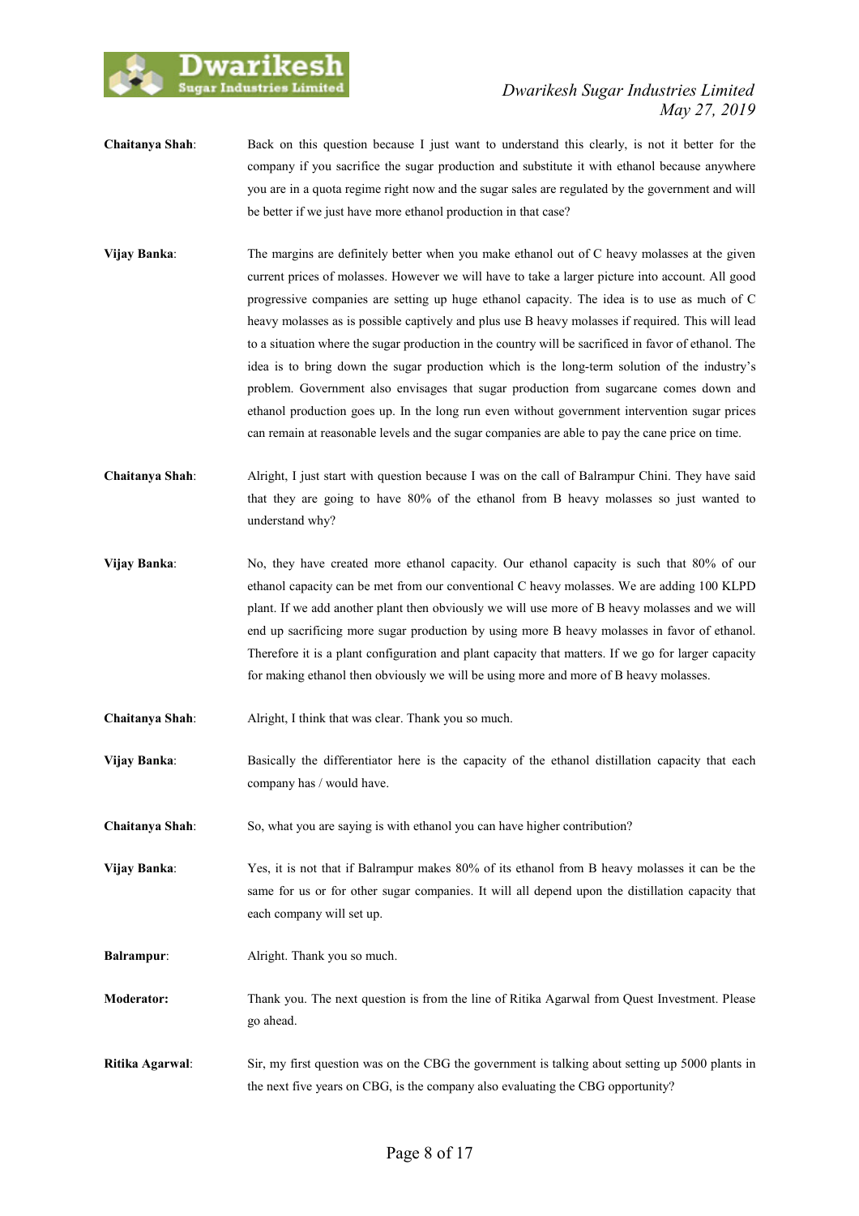**Chaitanya Shah**: Back on this question because I just want to understand this clearly, is not it better for the company if you sacrifice the sugar production and substitute it with ethanol because anywhere you are in a quota regime right now and the sugar sales are regulated by the government and will be better if we just have more ethanol production in that case?

**Vijay Banka**: The margins are definitely better when you make ethanol out of C heavy molasses at the given current prices of molasses. However we will have to take a larger picture into account. All good progressive companies are setting up huge ethanol capacity. The idea is to use as much of C heavy molasses as is possible captively and plus use B heavy molasses if required. This will lead to a situation where the sugar production in the country will be sacrificed in favor of ethanol. The idea is to bring down the sugar production which is the long-term solution of the industry's problem. Government also envisages that sugar production from sugarcane comes down and ethanol production goes up. In the long run even without government intervention sugar prices can remain at reasonable levels and the sugar companies are able to pay the cane price on time.

**Chaitanya Shah**: Alright, I just start with question because I was on the call of Balrampur Chini. They have said that they are going to have 80% of the ethanol from B heavy molasses so just wanted to understand why?

**Vijay Banka**: No, they have created more ethanol capacity. Our ethanol capacity is such that 80% of our ethanol capacity can be met from our conventional C heavy molasses. We are adding 100 KLPD plant. If we add another plant then obviously we will use more of B heavy molasses and we will end up sacrificing more sugar production by using more B heavy molasses in favor of ethanol. Therefore it is a plant configuration and plant capacity that matters. If we go for larger capacity for making ethanol then obviously we will be using more and more of B heavy molasses.

**Chaitanya Shah**: Alright, I think that was clear. Thank you so much.

**Vijay Banka**: Basically the differentiator here is the capacity of the ethanol distillation capacity that each company has / would have.

**Chaitanya Shah**: So, what you are saying is with ethanol you can have higher contribution?

**Vijay Banka**: Yes, it is not that if Balrampur makes 80% of its ethanol from B heavy molasses it can be the same for us or for other sugar companies. It will all depend upon the distillation capacity that each company will set up.

**Balrampur**: Alright. Thank you so much.

**Moderator:** Thank you. The next question is from the line of Ritika Agarwal from Quest Investment. Please go ahead.

**Ritika Agarwal**: Sir, my first question was on the CBG the government is talking about setting up 5000 plants in the next five years on CBG, is the company also evaluating the CBG opportunity?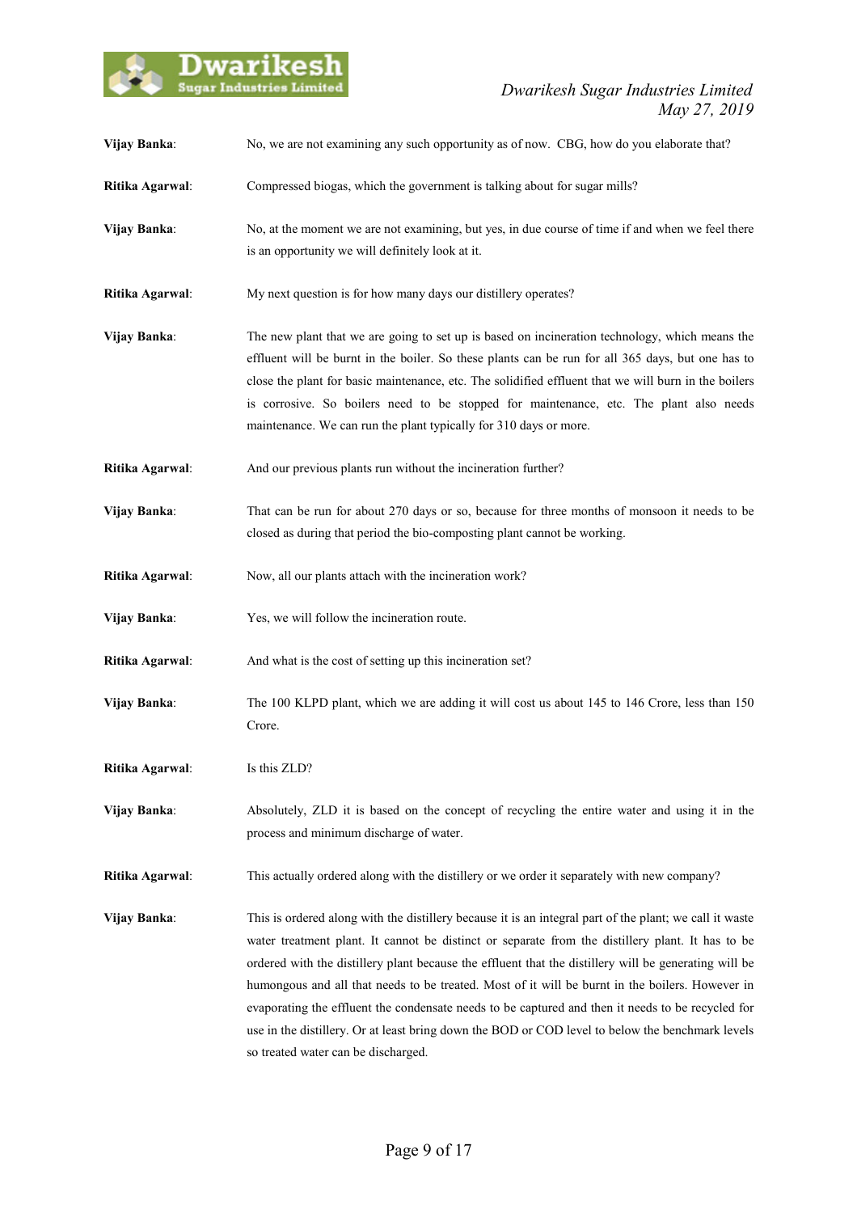**Vijay Banka**: No, we are not examining any such opportunity as of now. CBG, how do you elaborate that?

**Ritika Agarwal**: Compressed biogas, which the government is talking about for sugar mills?

**Vijay Banka**: No, at the moment we are not examining, but yes, in due course of time if and when we feel there is an opportunity we will definitely look at it.

**Ritika Agarwal**: My next question is for how many days our distillery operates?

**Vijay Banka**: The new plant that we are going to set up is based on incineration technology, which means the effluent will be burnt in the boiler. So these plants can be run for all 365 days, but one has to close the plant for basic maintenance, etc. The solidified effluent that we will burn in the boilers is corrosive. So boilers need to be stopped for maintenance, etc. The plant also needs maintenance. We can run the plant typically for 310 days or more.

**Ritika Agarwal**: And our previous plants run without the incineration further?

**Vijay Banka**: That can be run for about 270 days or so, because for three months of monsoon it needs to be closed as during that period the bio-composting plant cannot be working.

**Ritika Agarwal**: Now, all our plants attach with the incineration work?

**Vijay Banka**: Yes, we will follow the incineration route.

**Ritika Agarwal**: And what is the cost of setting up this incineration set?

**Vijay Banka**: The 100 KLPD plant, which we are adding it will cost us about 145 to 146 Crore, less than 150 Crore.

**Ritika Agarwal**: Is this ZLD?

**Vijay Banka**: Absolutely, ZLD it is based on the concept of recycling the entire water and using it in the process and minimum discharge of water.

**Ritika Agarwal**: This actually ordered along with the distillery or we order it separately with new company?

**Vijay Banka**: This is ordered along with the distillery because it is an integral part of the plant; we call it waste water treatment plant. It cannot be distinct or separate from the distillery plant. It has to be ordered with the distillery plant because the effluent that the distillery will be generating will be humongous and all that needs to be treated. Most of it will be burnt in the boilers. However in evaporating the effluent the condensate needs to be captured and then it needs to be recycled for use in the distillery. Or at least bring down the BOD or COD level to below the benchmark levels so treated water can be discharged.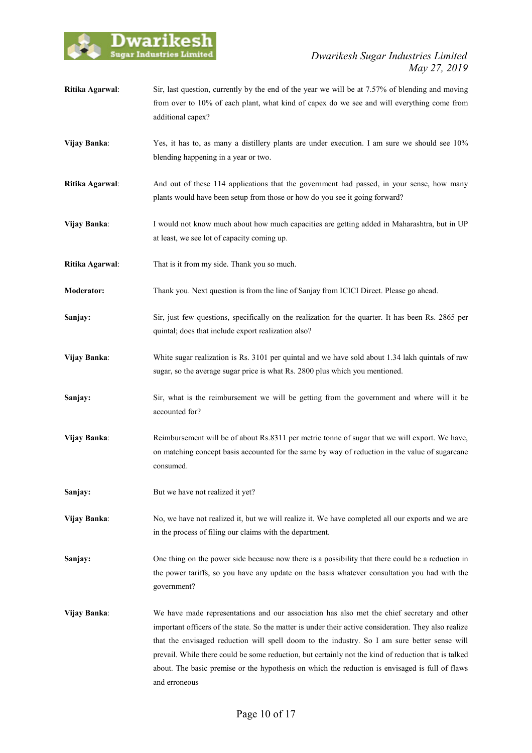**Ritika Agarwal**: Sir, last question, currently by the end of the year we will be at 7.57% of blending and moving from over to 10% of each plant, what kind of capex do we see and will everything come from additional capex?

**Vijay Banka**: Yes, it has to, as many a distillery plants are under execution. I am sure we should see 10% blending happening in a year or two.

**Ritika Agarwal**: And out of these 114 applications that the government had passed, in your sense, how many plants would have been setup from those or how do you see it going forward?

**Vijay Banka**: I would not know much about how much capacities are getting added in Maharashtra, but in UP at least, we see lot of capacity coming up.

**Ritika Agarwal**: That is it from my side. Thank you so much.

**Moderator:** Thank you. Next question is from the line of Sanjay from ICICI Direct. Please go ahead.

**Sanjay:** Sir, just few questions, specifically on the realization for the quarter. It has been Rs. 2865 per quintal; does that include export realization also?

**Vijay Banka**: White sugar realization is Rs. 3101 per quintal and we have sold about 1.34 lakh quintals of raw sugar, so the average sugar price is what Rs. 2800 plus which you mentioned.

**Sanjay:** Sir, what is the reimbursement we will be getting from the government and where will it be accounted for?

**Vijay Banka**: Reimbursement will be of about Rs.8311 per metric tonne of sugar that we will export. We have, on matching concept basis accounted for the same by way of reduction in the value of sugarcane consumed.

**Sanjay:** But we have not realized it yet?

**Vijay Banka**: No, we have not realized it, but we will realize it. We have completed all our exports and we are in the process of filing our claims with the department.

**Sanjay:** One thing on the power side because now there is a possibility that there could be a reduction in the power tariffs, so you have any update on the basis whatever consultation you had with the government?

**Vijay Banka**: We have made representations and our association has also met the chief secretary and other important officers of the state. So the matter is under their active consideration. They also realize that the envisaged reduction will spell doom to the industry. So I am sure better sense will prevail. While there could be some reduction, but certainly not the kind of reduction that is talked about. The basic premise or the hypothesis on which the reduction is envisaged is full of flaws and erroneous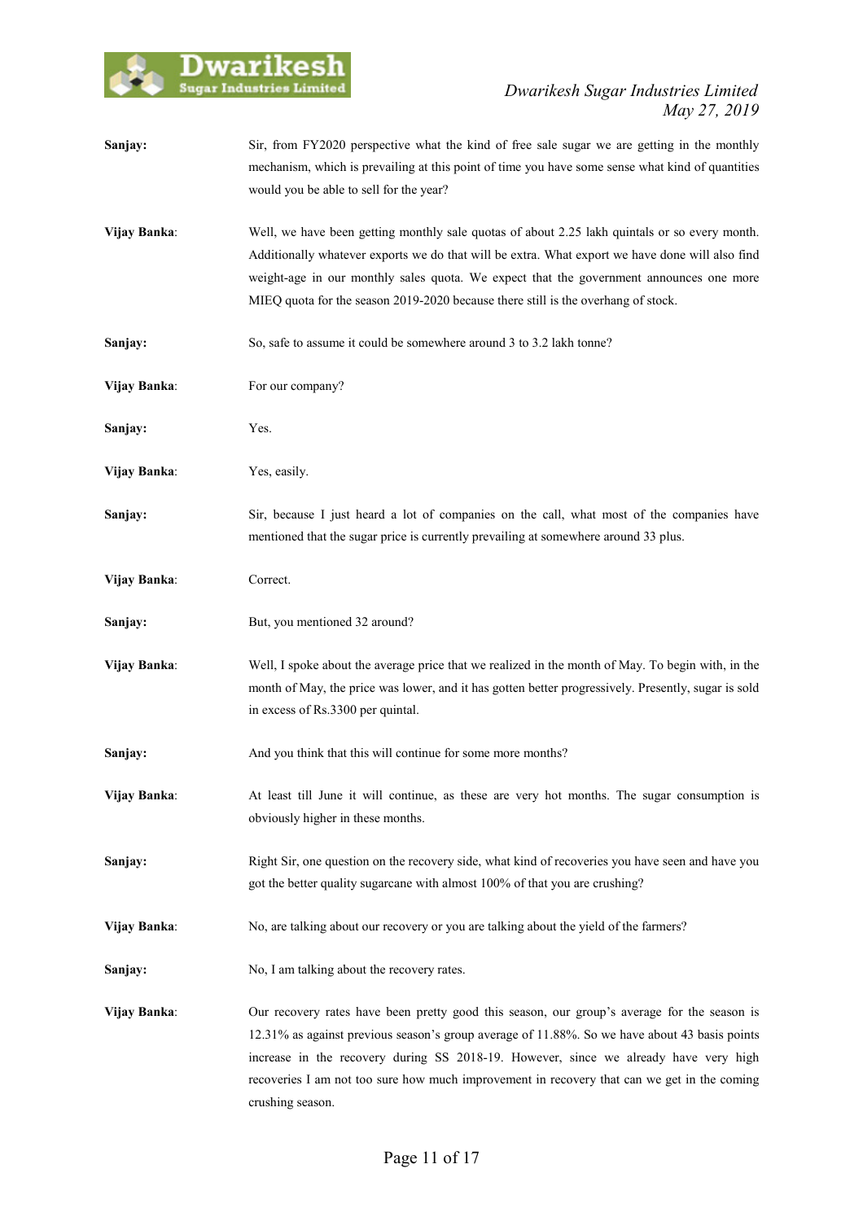**Sanjay:** Sir, from FY2020 perspective what the kind of free sale sugar we are getting in the monthly mechanism, which is prevailing at this point of time you have some sense what kind of quantities would you be able to sell for the year?

**Vijay Banka:** Well, we have been getting monthly sale quotas of about 2.25 lakh quintals or so every month. Additionally whatever exports we do that will be extra. What export we have done will also find weight-age in our monthly sales quota. We expect that the government announces one more MIEQ quota for the season 2019-2020 because there still is the overhang of stock.

**Sanjay:** So, safe to assume it could be somewhere around 3 to 3.2 lakh tonne?

**Vijay Banka:** For our company?

**Sanjay:** Yes.

**Vijay Banka:** Yes, easily.

**Sanjay:** Sir, because I just heard a lot of companies on the call, what most of the companies have mentioned that the sugar price is currently prevailing at somewhere around 33 plus.

**Vijay Banka:** Correct.

**Sanjay:** But, you mentioned 32 around?

**Vijay Banka:** Well, I spoke about the average price that we realized in the month of May. To begin with, in the month of May, the price was lower, and it has gotten better progressively. Presently, sugar is sold in excess of Rs.3300 per quintal.

**Sanjay:** And you think that this will continue for some more months?

**Vijay Banka:** At least till June it will continue, as these are very hot months. The sugar consumption is obviously higher in these months.

**Sanjay:** Right Sir, one question on the recovery side, what kind of recoveries you have seen and have you got the better quality sugarcane with almost 100% of that you are crushing?

**Vijay Banka:** No, are talking about our recovery or you are talking about the yield of the farmers?

**Sanjay:** No, I am talking about the recovery rates.

**Vijay Banka:** Our recovery rates have been pretty good this season, our group's average for the season is 12.31% as against previous season's group average of 11.88%. So we have about 43 basis points increase in the recovery during SS 2018-19. However, since we already have very high recoveries I am not too sure how much improvement in recovery that can we get in the coming crushing season.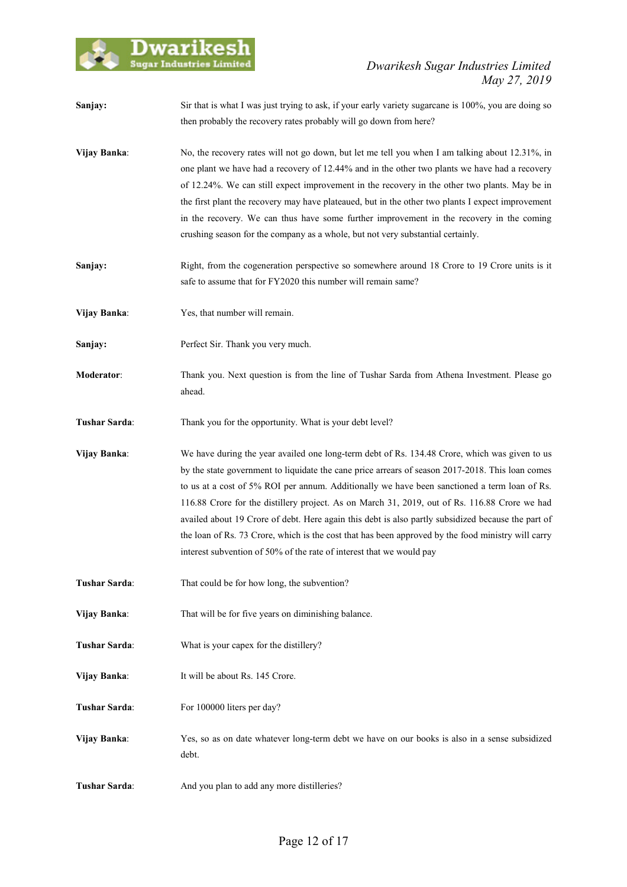**Sanjay:** Sir that is what I was just trying to ask, if your early variety sugarcane is 100%, you are doing so then probably the recovery rates probably will go down from here?

**Vijay Banka**: No, the recovery rates will not go down, but let me tell you when I am talking about 12.31%, in one plant we have had a recovery of 12.44% and in the other two plants we have had a recovery of 12.24%. We can still expect improvement in the recovery in the other two plants. May be in the first plant the recovery may have plateaued, but in the other two plants I expect improvement in the recovery. We can thus have some further improvement in the recovery in the coming crushing season for the company as a whole, but not very substantial certainly.

**Sanjay:** Right, from the cogeneration perspective so somewhere around 18 Crore to 19 Crore units is it safe to assume that for FY2020 this number will remain same?

**Vijay Banka**: Yes, that number will remain.

**Sanjay:** Perfect Sir. Thank you very much.

**Moderator**: Thank you. Next question is from the line of Tushar Sarda from Athena Investment. Please go ahead.

**Tushar Sarda**: Thank you for the opportunity. What is your debt level?

**Vijay Banka**: We have during the year availed one long-term debt of Rs. 134.48 Crore, which was given to us by the state government to liquidate the cane price arrears of season 2017-2018. This loan comes to us at a cost of 5% ROI per annum. Additionally we have been sanctioned a term loan of Rs. 116.88 Crore for the distillery project. As on March 31, 2019, out of Rs. 116.88 Crore we had availed about 19 Crore of debt. Here again this debt is also partly subsidized because the part of the loan of Rs. 73 Crore, which is the cost that has been approved by the food ministry will carry interest subvention of 50% of the rate of interest that we would pay

**Tushar Sarda**: That could be for how long, the subvention?

**Vijay Banka**: That will be for five years on diminishing balance.

**Tushar Sarda**: What is your capex for the distillery?

**Vijay Banka**: It will be about Rs. 145 Crore.

**Tushar Sarda**: For 100000 liters per day?

**Vijay Banka**: Yes, so as on date whatever long-term debt we have on our books is also in a sense subsidized debt.

**Tushar Sarda**: And you plan to add any more distilleries?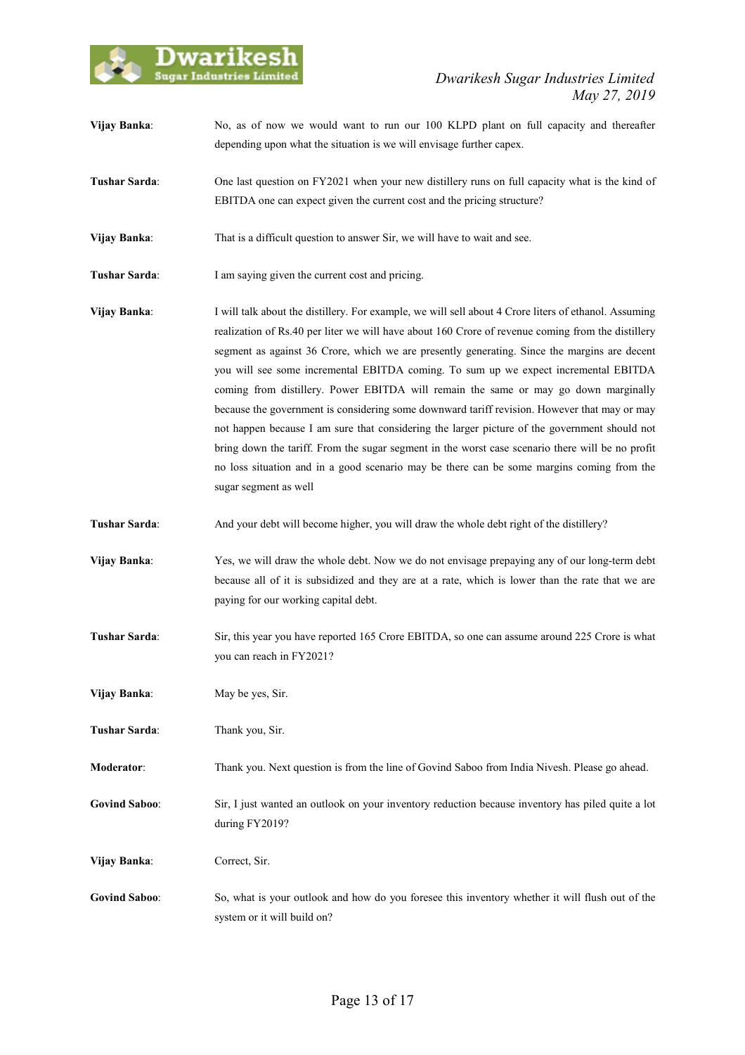**Vijay Banka**: No, as of now we would want to run our 100 KLPD plant on full capacity and thereafter depending upon what the situation is we will envisage further capex.

**Tushar Sarda**: One last question on FY2021 when your new distillery runs on full capacity what is the kind of EBITDA one can expect given the current cost and the pricing structure?

**Vijay Banka**: That is a difficult question to answer Sir, we will have to wait and see.

**Tushar Sarda**: I am saying given the current cost and pricing.

**Vijay Banka**: I will talk about the distillery. For example, we will sell about 4 Crore liters of ethanol. Assuming realization of Rs.40 per liter we will have about 160 Crore of revenue coming from the distillery segment as against 36 Crore, which we are presently generating. Since the margins are decent you will see some incremental EBITDA coming. To sum up we expect incremental EBITDA coming from distillery. Power EBITDA will remain the same or may go down marginally because the government is considering some downward tariff revision. However that may or may not happen because I am sure that considering the larger picture of the government should not bring down the tariff. From the sugar segment in the worst case scenario there will be no profit no loss situation and in a good scenario may be there can be some margins coming from the sugar segment as well

**Tushar Sarda**: And your debt will become higher, you will draw the whole debt right of the distillery?

**Vijay Banka**: Yes, we will draw the whole debt. Now we do not envisage prepaying any of our long-term debt because all of it is subsidized and they are at a rate, which is lower than the rate that we are paying for our working capital debt.

**Tushar Sarda**: Sir, this year you have reported 165 Crore EBITDA, so one can assume around 225 Crore is what you can reach in FY2021?

**Vijay Banka**: May be yes, Sir.

**Tushar Sarda**: Thank you, Sir.

**Moderator**: Thank you. Next question is from the line of Govind Saboo from India Nivesh. Please go ahead.

**Govind Saboo**: Sir, I just wanted an outlook on your inventory reduction because inventory has piled quite a lot during FY2019?

**Vijay Banka**: Correct, Sir.

**Govind Saboo**: So, what is your outlook and how do you foresee this inventory whether it will flush out of the system or it will build on?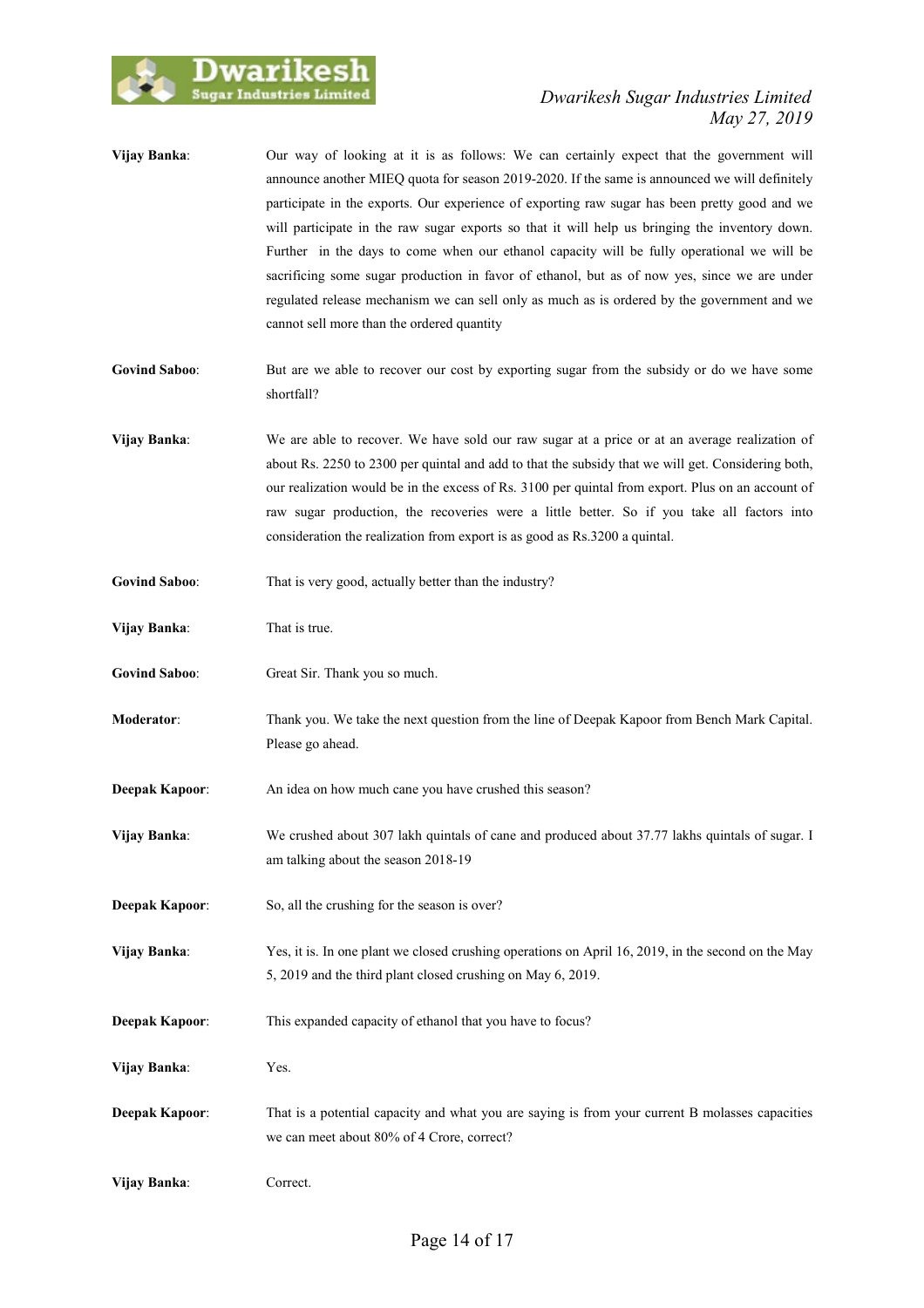**Vijay Banka**: Our way of looking at it is as follows: We can certainly expect that the government will announce another MIEQ quota for season 2019-2020. If the same is announced we will definitely participate in the exports. Our experience of exporting raw sugar has been pretty good and we will participate in the raw sugar exports so that it will help us bringing the inventory down. Further in the days to come when our ethanol capacity will be fully operational we will be sacrificing some sugar production in favor of ethanol, but as of now yes, since we are under regulated release mechanism we can sell only as much as is ordered by the government and we cannot sell more than the ordered quantity

**Govind Saboo**: But are we able to recover our cost by exporting sugar from the subsidy or do we have some shortfall?

**Vijay Banka**: We are able to recover. We have sold our raw sugar at a price or at an average realization of about Rs. 2250 to 2300 per quintal and add to that the subsidy that we will get. Considering both, our realization would be in the excess of Rs. 3100 per quintal from export. Plus on an account of raw sugar production, the recoveries were a little better. So if you take all factors into consideration the realization from export is as good as Rs.3200 a quintal.

**Govind Saboo**: That is very good, actually better than the industry?

**Vijay Banka**: That is true.

**Govind Saboo**: Great Sir. Thank you so much.

**Moderator**: Thank you. We take the next question from the line of Deepak Kapoor from Bench Mark Capital. Please go ahead.

**Deepak Kapoor**: An idea on how much cane you have crushed this season?

**Vijay Banka**: We crushed about 307 lakh quintals of cane and produced about 37.77 lakhs quintals of sugar. I am talking about the season 2018-19

**Deepak Kapoor**: So, all the crushing for the season is over?

**Vijay Banka**: Yes, it is. In one plant we closed crushing operations on April 16, 2019, in the second on the May 5, 2019 and the third plant closed crushing on May 6, 2019.

**Deepak Kapoor**: This expanded capacity of ethanol that you have to focus?

**Vijay Banka**: Yes.

**Deepak Kapoor**: That is a potential capacity and what you are saying is from your current B molasses capacities we can meet about 80% of 4 Crore, correct?

**Vijay Banka**: Correct.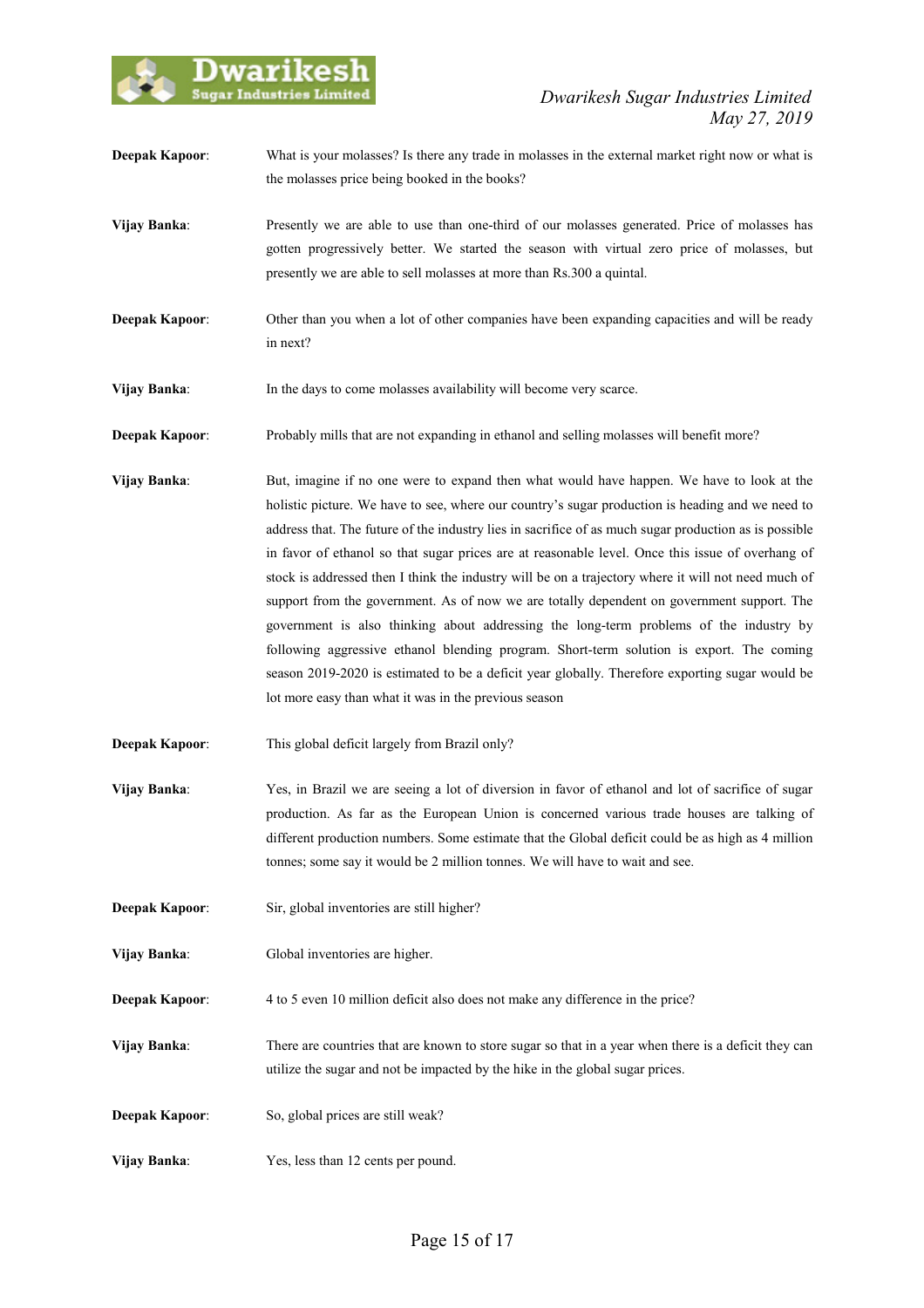**Deepak Kapoor**: What is your molasses? Is there any trade in molasses in the external market right now or what is the molasses price being booked in the books?

**Vijay Banka**: Presently we are able to use than one-third of our molasses generated. Price of molasses has gotten progressively better. We started the season with virtual zero price of molasses, but presently we are able to sell molasses at more than Rs.300 a quintal.

**Deepak Kapoor**: Other than you when a lot of other companies have been expanding capacities and will be ready in next?

**Vijay Banka**: In the days to come molasses availability will become very scarce.

**Deepak Kapoor**: Probably mills that are not expanding in ethanol and selling molasses will benefit more?

**Vijay Banka**: But, imagine if no one were to expand then what would have happen. We have to look at the holistic picture. We have to see, where our country's sugar production is heading and we need to address that. The future of the industry lies in sacrifice of as much sugar production as is possible in favor of ethanol so that sugar prices are at reasonable level. Once this issue of overhang of stock is addressed then I think the industry will be on a trajectory where it will not need much of support from the government. As of now we are totally dependent on government support. The government is also thinking about addressing the long-term problems of the industry by following aggressive ethanol blending program. Short-term solution is export. The coming season 2019-2020 is estimated to be a deficit year globally. Therefore exporting sugar would be lot more easy than what it was in the previous season

**Deepak Kapoor**: This global deficit largely from Brazil only?

**Vijay Banka**: Yes, in Brazil we are seeing a lot of diversion in favor of ethanol and lot of sacrifice of sugar production. As far as the European Union is concerned various trade houses are talking of different production numbers. Some estimate that the Global deficit could be as high as 4 million tonnes; some say it would be 2 million tonnes. We will have to wait and see.

**Deepak Kapoor**: Sir, global inventories are still higher?

**Vijay Banka**: Global inventories are higher.

**Deepak Kapoor**: 4 to 5 even 10 million deficit also does not make any difference in the price?

**Vijay Banka**: There are countries that are known to store sugar so that in a year when there is a deficit they can utilize the sugar and not be impacted by the hike in the global sugar prices.

**Deepak Kapoor**: So, global prices are still weak?

**Vijay Banka**: Yes, less than 12 cents per pound.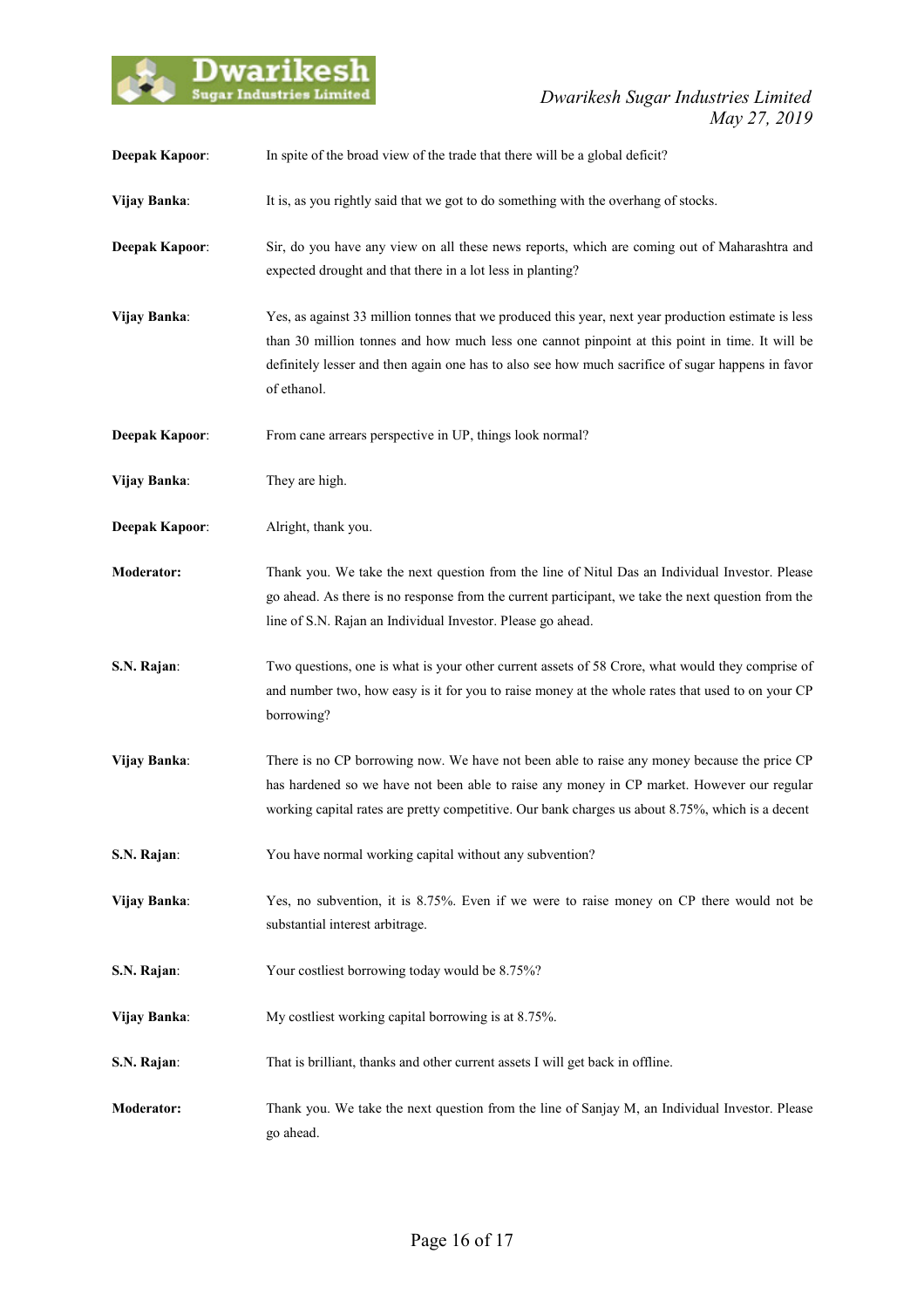**Deepak Kapoor**: In spite of the broad view of the trade that there will be a global deficit?

**Vijay Banka**: It is, as you rightly said that we got to do something with the overhang of stocks.

**Deepak Kapoor**: Sir, do you have any view on all these news reports, which are coming out of Maharashtra and expected drought and that there in a lot less in planting?

**Vijay Banka**: Yes, as against 33 million tonnes that we produced this year, next year production estimate is less than 30 million tonnes and how much less one cannot pinpoint at this point in time. It will be definitely lesser and then again one has to also see how much sacrifice of sugar happens in favor of ethanol.

**Deepak Kapoor**: From cane arrears perspective in UP, things look normal?

**Vijay Banka**: They are high.

**Deepak Kapoor**: Alright, thank you.

**Moderator:** Thank you. We take the next question from the line of Nitul Das an Individual Investor. Please go ahead. As there is no response from the current participant, we take the next question from the line of S.N. Rajan an Individual Investor. Please go ahead.

**S.N. Rajan**: Two questions, one is what is your other current assets of 58 Crore, what would they comprise of and number two, how easy is it for you to raise money at the whole rates that used to on your CP borrowing?

**Vijay Banka**: There is no CP borrowing now. We have not been able to raise any money because the price CP has hardened so we have not been able to raise any money in CP market. However our regular working capital rates are pretty competitive. Our bank charges us about 8.75%, which is a decent

**S.N. Rajan**: You have normal working capital without any subvention?

**Vijay Banka**: Yes, no subvention, it is 8.75%. Even if we were to raise money on CP there would not be substantial interest arbitrage.

**S.N. Rajan**: Your costliest borrowing today would be 8.75%?

**Vijay Banka**: My costliest working capital borrowing is at 8.75%.

**S.N. Rajan**: That is brilliant, thanks and other current assets I will get back in offline.

**Moderator:** Thank you. We take the next question from the line of Sanjay M, an Individual Investor. Please go ahead.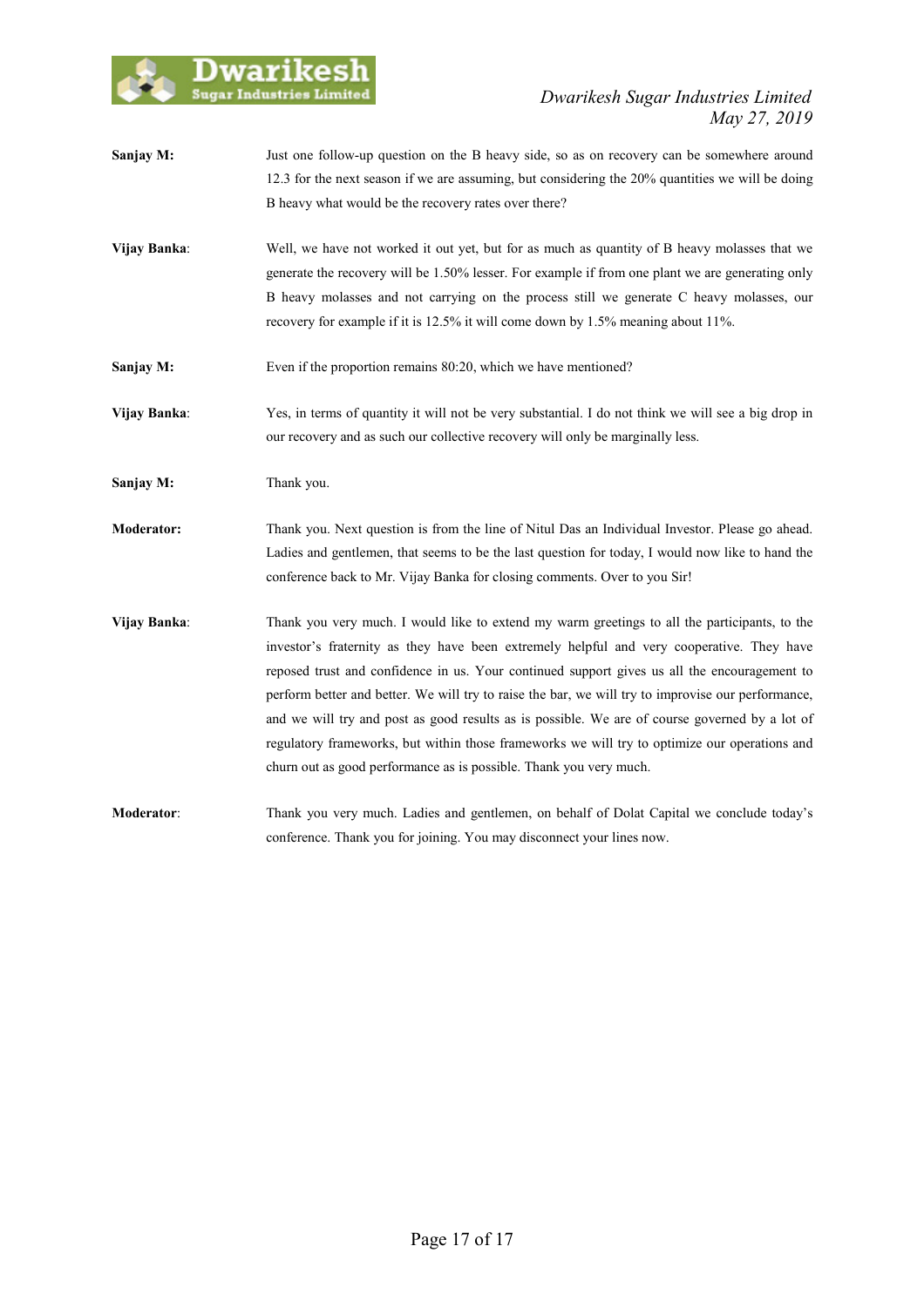**Sanjay M:** Just one follow-up question on the B heavy side, so as on recovery can be somewhere around 12.3 for the next season if we are assuming, but considering the 20% quantities we will be doing B heavy what would be the recovery rates over there?

**Vijay Banka**: Well, we have not worked it out yet, but for as much as quantity of B heavy molasses that we generate the recovery will be 1.50% lesser. For example if from one plant we are generating only B heavy molasses and not carrying on the process still we generate C heavy molasses, our recovery for example if it is 12.5% it will come down by 1.5% meaning about 11%.

**Sanjay M:** Even if the proportion remains 80:20, which we have mentioned?

**Vijay Banka**: Yes, in terms of quantity it will not be very substantial. I do not think we will see a big drop in our recovery and as such our collective recovery will only be marginally less.

**Sanjay M:** Thank you.

**Moderator:** Thank you. Next question is from the line of Nitul Das an Individual Investor. Please go ahead. Ladies and gentlemen, that seems to be the last question for today, I would now like to hand the conference back to Mr. Vijay Banka for closing comments. Over to you Sir!

**Vijay Banka**: Thank you very much. I would like to extend my warm greetings to all the participants, to the investor's fraternity as they have been extremely helpful and very cooperative. They have reposed trust and confidence in us. Your continued support gives us all the encouragement to perform better and better. We will try to raise the bar, we will try to improvise our performance, and we will try and post as good results as is possible. We are of course governed by a lot of regulatory frameworks, but within those frameworks we will try to optimize our operations and churn out as good performance as is possible. Thank you very much.

**Moderator**: Thank you very much. Ladies and gentlemen, on behalf of Dolat Capital we conclude today's conference. Thank you for joining. You may disconnect your lines now.